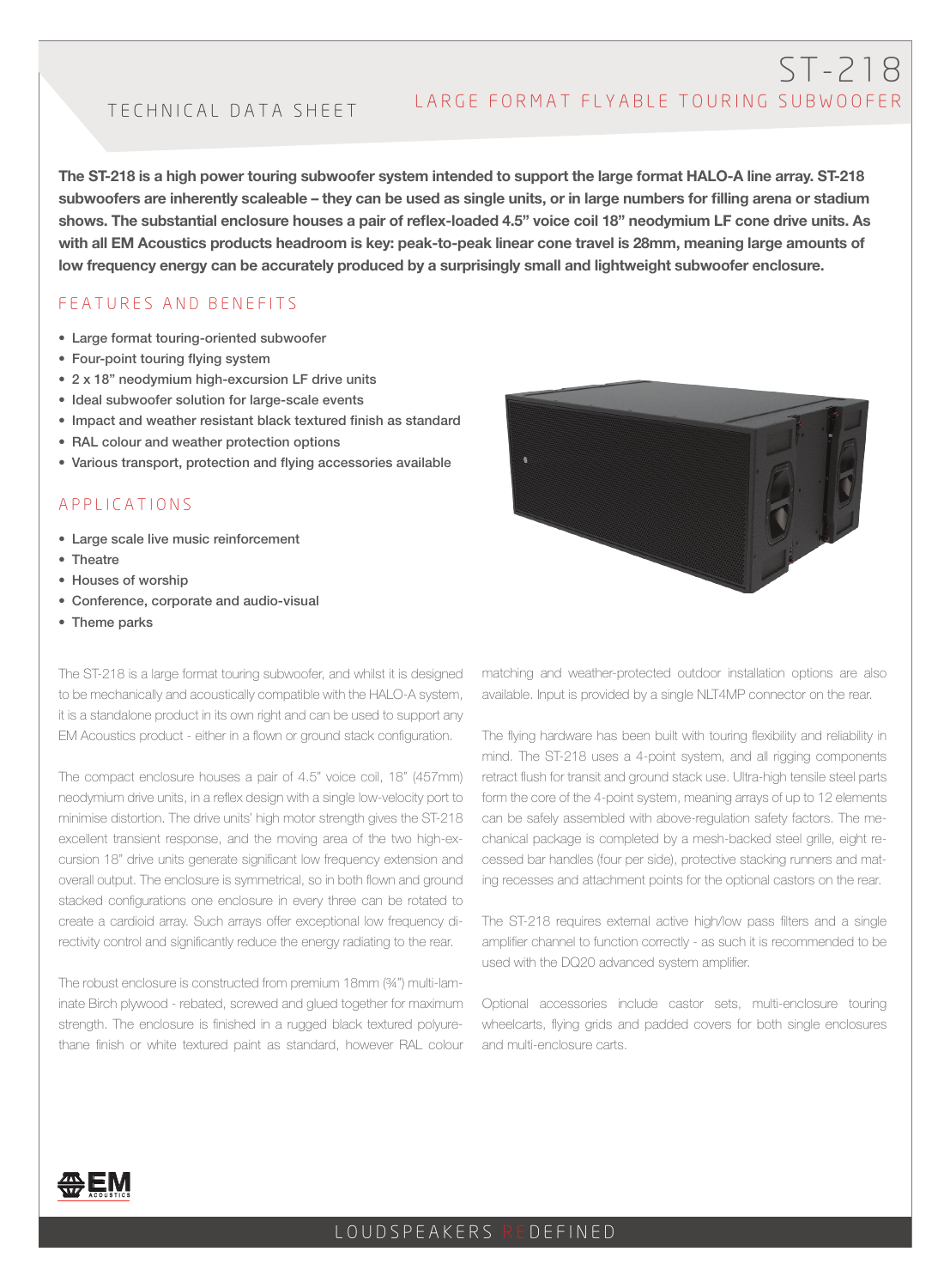# ST-218

## LARGE FORMAT FLYABLE TOURING SUBWOOFER

TECHNICAL DATA SHEET

**The ST-218 is a high power touring subwoofer system intended to support the large format HALO-A line array. ST-218 subwoofers are inherently scaleable – they can be used as single units, or in large numbers for filling arena or stadium shows. The substantial enclosure houses a pair of reflex-loaded 4.5" voice coil 18" neodymium LF cone drive units. As with all EM Acoustics products headroom is key: peak-to-peak linear cone travel is 28mm, meaning large amounts of low frequency energy can be accurately produced by a surprisingly small and lightweight subwoofer enclosure.**

## FEATURES AND BENEFITS

- Large format touring-oriented subwoofer
- Four-point touring flying system
- 2 x 18" neodymium high-excursion LF drive units
- Ideal subwoofer solution for large-scale events
- Impact and weather resistant black textured finish as standard
- RAL colour and weather protection options
- Various transport, protection and flying accessories available

## APPLICATIONS

- Large scale live music reinforcement
- Theatre
- Houses of worship
- Conference, corporate and audio-visual
- Theme parks

The ST-218 is a large format touring subwoofer, and whilst it is designed to be mechanically and acoustically compatible with the HALO-A system, it is a standalone product in its own right and can be used to support any EM Acoustics product - either in a flown or ground stack configuration.

The compact enclosure houses a pair of 4.5" voice coil, 18" (457mm) neodymium drive units, in a reflex design with a single low-velocity port to minimise distortion. The drive units' high motor strength gives the ST-218 excellent transient response, and the moving area of the two high-excursion 18" drive units generate significant low frequency extension and overall output. The enclosure is symmetrical, so in both flown and ground stacked configurations one enclosure in every three can be rotated to create a cardioid array. Such arrays offer exceptional low frequency directivity control and significantly reduce the energy radiating to the rear.

The robust enclosure is constructed from premium 18mm (¾") multi-laminate Birch plywood - rebated, screwed and glued together for maximum strength. The enclosure is finished in a rugged black textured polyurethane finish or white textured paint as standard, however RAL colour matching and weather-protected outdoor installation options are also available. Input is provided by a single NLT4MP connector on the rear.

The flying hardware has been built with touring flexibility and reliability in mind. The ST-218 uses a 4-point system, and all rigging components retract flush for transit and ground stack use. Ultra-high tensile steel parts form the core of the 4-point system, meaning arrays of up to 12 elements can be safely assembled with above-regulation safety factors. The mechanical package is completed by a mesh-backed steel grille, eight recessed bar handles (four per side), protective stacking runners and mating recesses and attachment points for the optional castors on the rear.

The ST-218 requires external active high/low pass filters and a single amplifier channel to function correctly - as such it is recommended to be used with the DQ20 advanced system amplifier.

Optional accessories include castor sets, multi-enclosure touring wheelcarts, flying grids and padded covers for both single enclosures and multi-enclosure carts.

LOUDSPEAKERS REDEFINED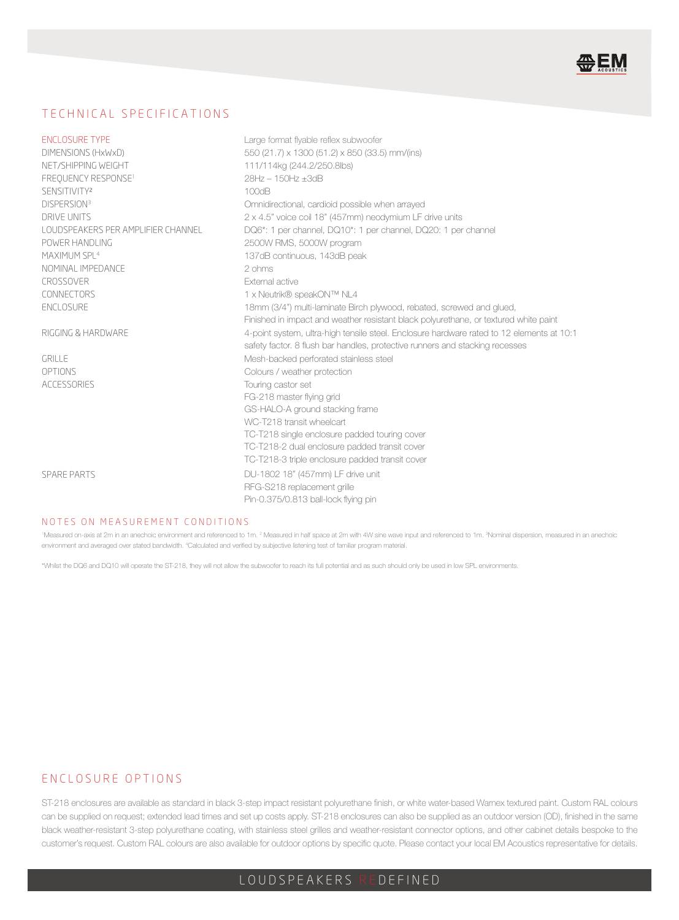## TECHNICAL SPECIFICATIONS

| | |
|---|---|
| ENCLOSURE TYPE | Large format flyable reflex subwoofer |
| DIMENSIONS (HxWxD) | 550 (21.7) x 1300 (51.2) x 850 (33.5) mm/(ins) |
| NET/SHIPPING WEIGHT | 111/114kg (244.2/250.8lbs) |
| FREQUENCY RESPONSE[1] | 28Hz – 150Hz ±3dB |
| SENSITIVITY[2] | 100dB |
| DISPERSION[3] | Omnidirectional, cardioid possible when arrayed |
| DRIVE UNITS | 2 x 4.5" voice coil 18" (457mm) neodymium LF drive units |
| LOUDSPEAKERS PER AMPLIFIER CHANNEL | DQ6*: 1 per channel, DQ10*: 1 per channel, DQ20: 1 per channel |
| POWER HANDLING | 2500W RMS, 5000W program |
| MAXIMUM SPL[4] | 137dB continuous, 143dB peak |
| NOMINAL IMPEDANCE | 2 ohms |
| CROSSOVER | External active |
| CONNECTORS | 1 x Neutrik® speakON™ NL4 |
| ENCLOSURE | 18mm (3/4") multi-laminate Birch plywood, rebated, screwed and glued, Finished in impact and weather resistant black polyurethane, or textured white paint |
| RIGGING & HARDWARE | 4-point system, ultra-high tensile steel. Enclosure hardware rated to 12 elements at 10:1 safety factor. 8 flush bar handles, protective runners and stacking recesses |
| GRILLE | Mesh-backed perforated stainless steel |
| OPTIONS | Colours / weather protection |
| ACCESSORIES | Touring castor set<br>FG-218 master flying grid<br>GS-HALO-A ground stacking frame<br>WC-T218 transit wheelcart<br>TC-T218 single enclosure padded touring cover<br>TC-T218-2 dual enclosure padded transit cover<br>TC-T218-3 triple enclosure padded transit cover |
| SPARE PARTS | DU-1802 18" (457mm) LF drive unit<br>RFG-S218 replacement grille<br>Pin-0.375/0.813 ball-lock flying pin |

### NOTES ON MEASUREMENT CONDITIONS

[1]Measured on-axis at 2m in an anechoic environment and referenced to 1m. [2] Measured in half space at 2m with 4W sine wave input and referenced to 1m. [3]Nominal dispersion, measured in an anechoic environment and averaged over stated bandwidth. [4]Calculated and verified by subjective listening test of familiar program material.

*Whilst the DQ6 and DQ10 will operate the ST-218, they will not allow the subwoofer to reach its full potential and as such should only be used in low SPL environments.

## ENCLOSURE OPTIONS

ST-218 enclosures are available as standard in black 3-step impact resistant polyurethane finish, or white water-based Warnex textured paint. Custom RAL colours can be supplied on request; extended lead times and set up costs apply. ST-218 enclosures can also be supplied as an outdoor version (OD), finished in the same black weather-resistant 3-step polyurethane coating, with stainless steel grilles and weather-resistant connector options, and other cabinet details bespoke to the customer's request. Custom RAL colours are also available for outdoor options by specific quote. Please contact your local EM Acoustics representative for details.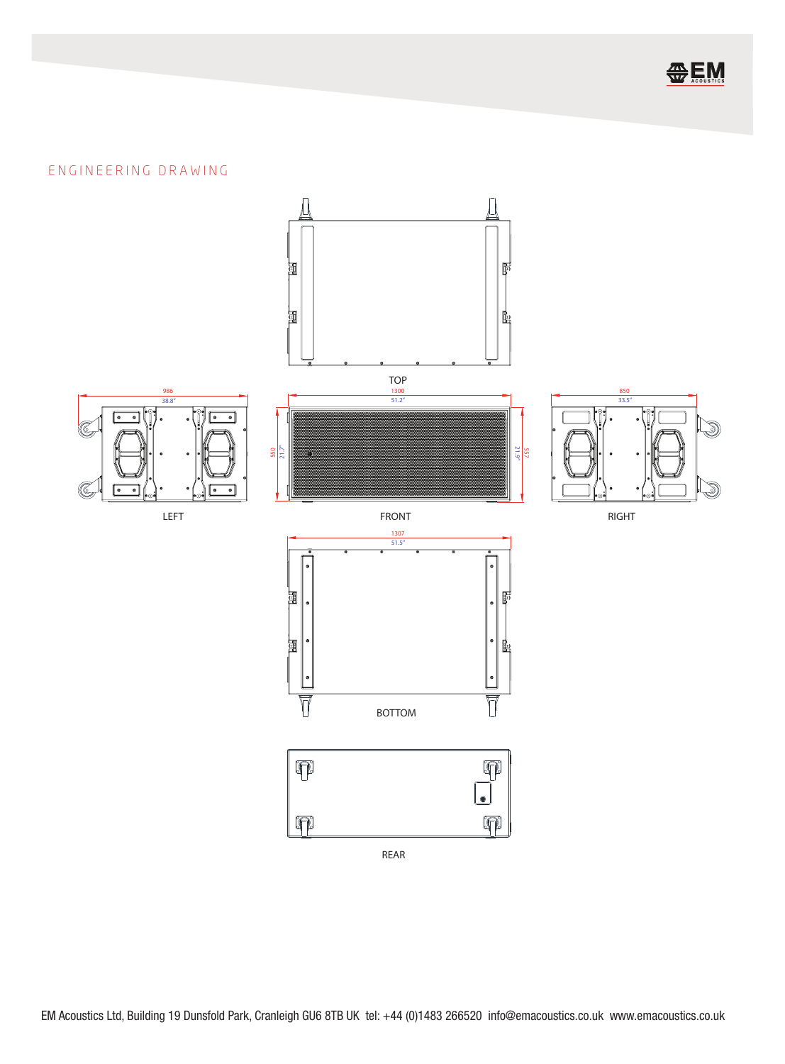## ENGINEERING DRAWING

TOP

986
38.8"

LEFT

1300
51.2"

350
21.7"

557
21.9"

FRONT

850
33.5"

RIGHT

1307
51.5"

BOTTOM

REAR

EM Acoustics Ltd, Building 19 Dunsfold Park, Cranleigh GU6 8TB UK tel: +44 (0)1483 266520 info@emacoustics.co.uk www.emacoustics.co.uk